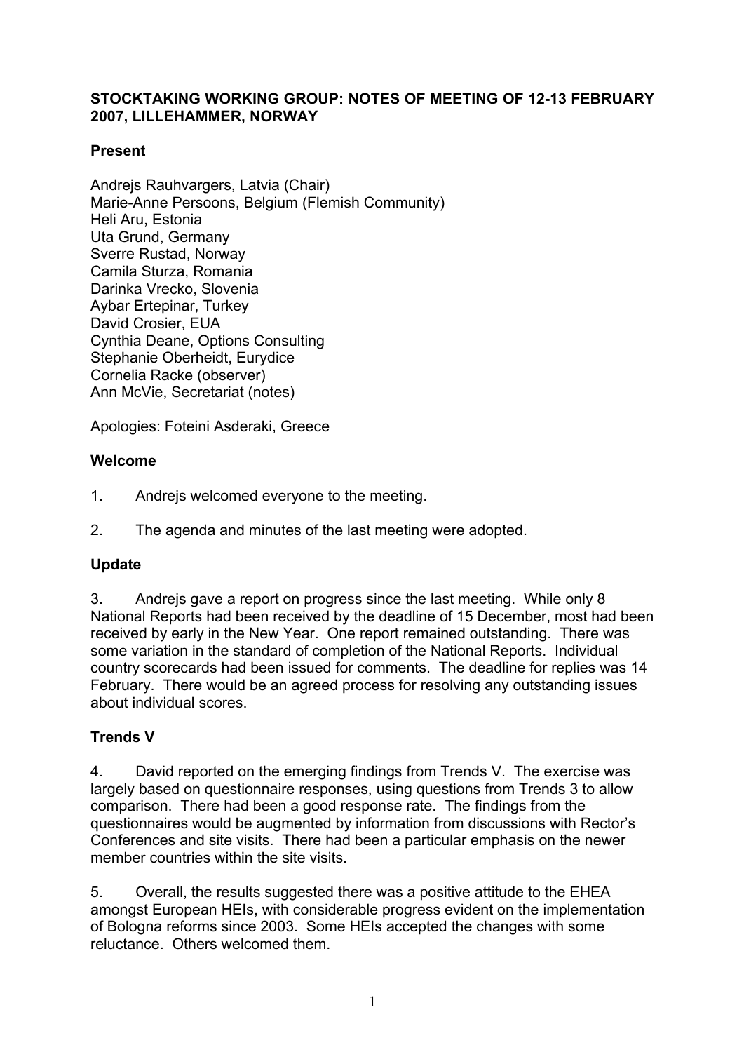**STOCKTAKING WORKING GROUP: NOTES OF MEETING OF 12-13 FEBRUARY 2007, LILLEHAMMER, NORWAY**

**Present**

Andrejs Rauhvargers, Latvia (Chair)
Marie-Anne Persoons, Belgium (Flemish Community)
Heli Aru, Estonia
Uta Grund, Germany
Sverre Rustad, Norway
Camila Sturza, Romania
Darinka Vrecko, Slovenia
Aybar Ertepinar, Turkey
David Crosier, EUA
Cynthia Deane, Options Consulting
Stephanie Oberheidt, Eurydice
Cornelia Racke (observer)
Ann McVie, Secretariat (notes)

Apologies: Foteini Asderaki, Greece

**Welcome**

1. Andrejs welcomed everyone to the meeting.

2. The agenda and minutes of the last meeting were adopted.

**Update**

3. Andrejs gave a report on progress since the last meeting. While only 8 National Reports had been received by the deadline of 15 December, most had been received by early in the New Year. One report remained outstanding. There was some variation in the standard of completion of the National Reports. Individual country scorecards had been issued for comments. The deadline for replies was 14 February. There would be an agreed process for resolving any outstanding issues about individual scores.

**Trends V**

4. David reported on the emerging findings from Trends V. The exercise was largely based on questionnaire responses, using questions from Trends 3 to allow comparison. There had been a good response rate. The findings from the questionnaires would be augmented by information from discussions with Rector's Conferences and site visits. There had been a particular emphasis on the newer member countries within the site visits.

5. Overall, the results suggested there was a positive attitude to the EHEA amongst European HEIs, with considerable progress evident on the implementation of Bologna reforms since 2003. Some HEIs accepted the changes with some reluctance. Others welcomed them.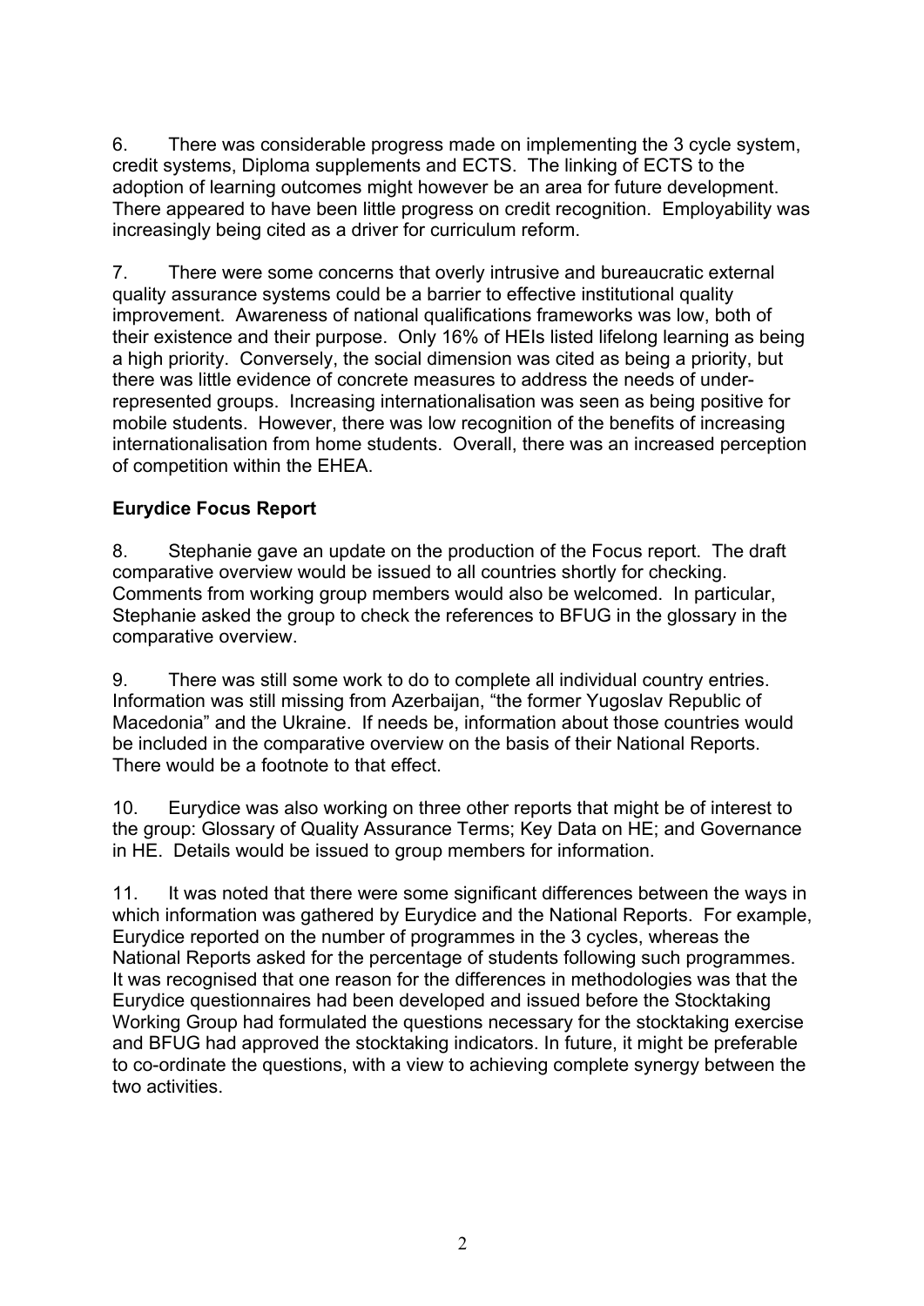6. There was considerable progress made on implementing the 3 cycle system, credit systems, Diploma supplements and ECTS. The linking of ECTS to the adoption of learning outcomes might however be an area for future development. There appeared to have been little progress on credit recognition. Employability was increasingly being cited as a driver for curriculum reform.

7. There were some concerns that overly intrusive and bureaucratic external quality assurance systems could be a barrier to effective institutional quality improvement. Awareness of national qualifications frameworks was low, both of their existence and their purpose. Only 16% of HEIs listed lifelong learning as being a high priority. Conversely, the social dimension was cited as being a priority, but there was little evidence of concrete measures to address the needs of under-represented groups. Increasing internationalisation was seen as being positive for mobile students. However, there was low recognition of the benefits of increasing internationalisation from home students. Overall, there was an increased perception of competition within the EHEA.

**Eurydice Focus Report**

8. Stephanie gave an update on the production of the Focus report. The draft comparative overview would be issued to all countries shortly for checking. Comments from working group members would also be welcomed. In particular, Stephanie asked the group to check the references to BFUG in the glossary in the comparative overview.

9. There was still some work to do to complete all individual country entries. Information was still missing from Azerbaijan, "the former Yugoslav Republic of Macedonia" and the Ukraine. If needs be, information about those countries would be included in the comparative overview on the basis of their National Reports. There would be a footnote to that effect.

10. Eurydice was also working on three other reports that might be of interest to the group: Glossary of Quality Assurance Terms; Key Data on HE; and Governance in HE. Details would be issued to group members for information.

11. It was noted that there were some significant differences between the ways in which information was gathered by Eurydice and the National Reports. For example, Eurydice reported on the number of programmes in the 3 cycles, whereas the National Reports asked for the percentage of students following such programmes. It was recognised that one reason for the differences in methodologies was that the Eurydice questionnaires had been developed and issued before the Stocktaking Working Group had formulated the questions necessary for the stocktaking exercise and BFUG had approved the stocktaking indicators. In future, it might be preferable to co-ordinate the questions, with a view to achieving complete synergy between the two activities.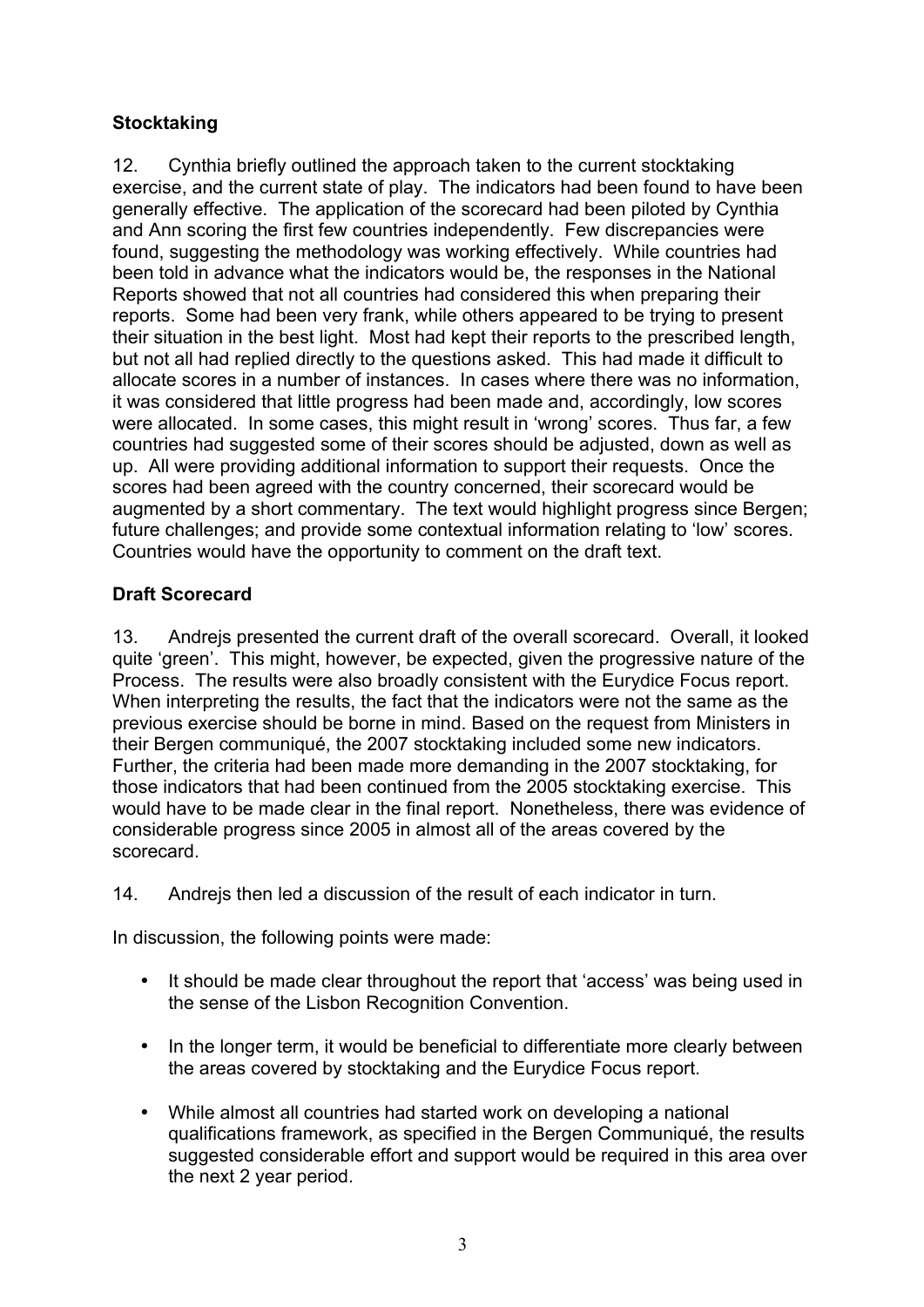**Stocktaking**

12. Cynthia briefly outlined the approach taken to the current stocktaking exercise, and the current state of play. The indicators had been found to have been generally effective. The application of the scorecard had been piloted by Cynthia and Ann scoring the first few countries independently. Few discrepancies were found, suggesting the methodology was working effectively. While countries had been told in advance what the indicators would be, the responses in the National Reports showed that not all countries had considered this when preparing their reports. Some had been very frank, while others appeared to be trying to present their situation in the best light. Most had kept their reports to the prescribed length, but not all had replied directly to the questions asked. This had made it difficult to allocate scores in a number of instances. In cases where there was no information, it was considered that little progress had been made and, accordingly, low scores were allocated. In some cases, this might result in 'wrong' scores. Thus far, a few countries had suggested some of their scores should be adjusted, down as well as up. All were providing additional information to support their requests. Once the scores had been agreed with the country concerned, their scorecard would be augmented by a short commentary. The text would highlight progress since Bergen; future challenges; and provide some contextual information relating to 'low' scores. Countries would have the opportunity to comment on the draft text.

**Draft Scorecard**

13. Andrejs presented the current draft of the overall scorecard. Overall, it looked quite 'green'. This might, however, be expected, given the progressive nature of the Process. The results were also broadly consistent with the Eurydice Focus report. When interpreting the results, the fact that the indicators were not the same as the previous exercise should be borne in mind. Based on the request from Ministers in their Bergen communiqué, the 2007 stocktaking included some new indicators. Further, the criteria had been made more demanding in the 2007 stocktaking, for those indicators that had been continued from the 2005 stocktaking exercise. This would have to be made clear in the final report. Nonetheless, there was evidence of considerable progress since 2005 in almost all of the areas covered by the scorecard.

14. Andrejs then led a discussion of the result of each indicator in turn.

In discussion, the following points were made:

- It should be made clear throughout the report that 'access' was being used in the sense of the Lisbon Recognition Convention.

- In the longer term, it would be beneficial to differentiate more clearly between the areas covered by stocktaking and the Eurydice Focus report.

- While almost all countries had started work on developing a national qualifications framework, as specified in the Bergen Communiqué, the results suggested considerable effort and support would be required in this area over the next 2 year period.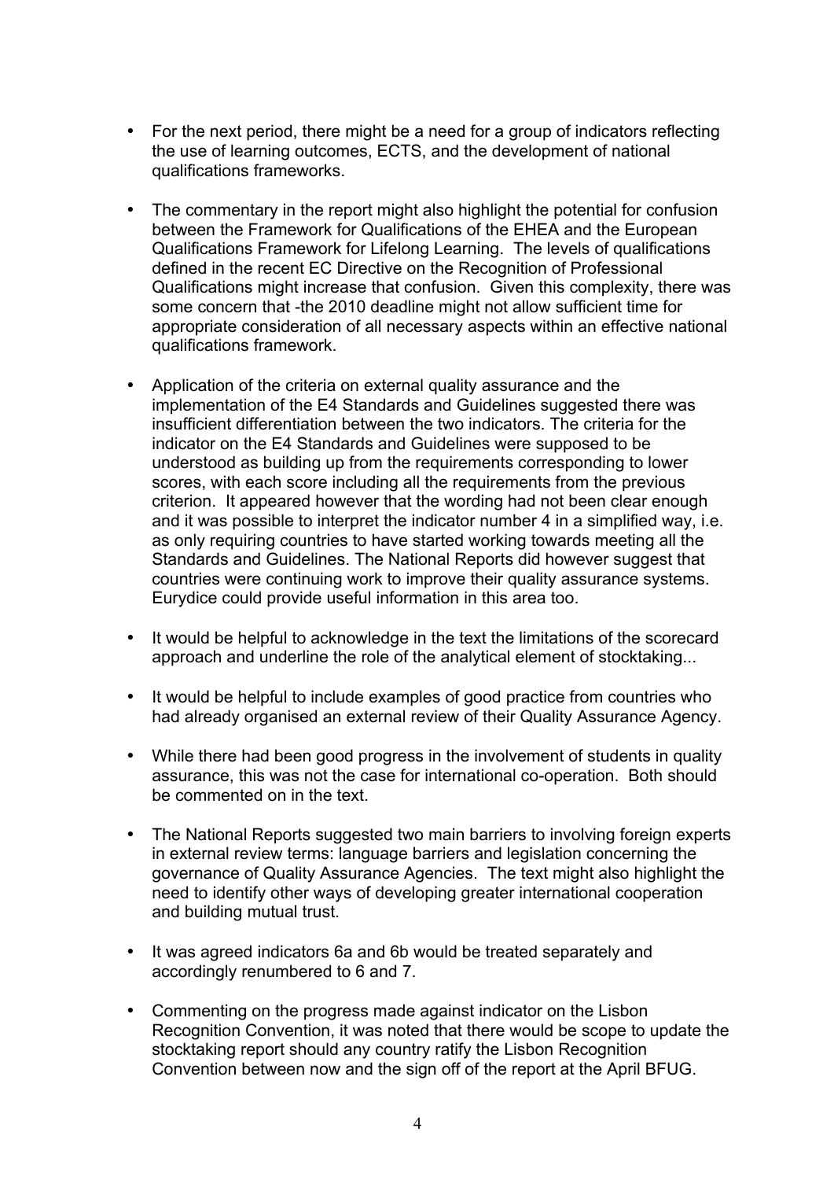- For the next period, there might be a need for a group of indicators reflecting the use of learning outcomes, ECTS, and the development of national qualifications frameworks.

- The commentary in the report might also highlight the potential for confusion between the Framework for Qualifications of the EHEA and the European Qualifications Framework for Lifelong Learning. The levels of qualifications defined in the recent EC Directive on the Recognition of Professional Qualifications might increase that confusion. Given this complexity, there was some concern that -the 2010 deadline might not allow sufficient time for appropriate consideration of all necessary aspects within an effective national qualifications framework.

- Application of the criteria on external quality assurance and the implementation of the E4 Standards and Guidelines suggested there was insufficient differentiation between the two indicators. The criteria for the indicator on the E4 Standards and Guidelines were supposed to be understood as building up from the requirements corresponding to lower scores, with each score including all the requirements from the previous criterion. It appeared however that the wording had not been clear enough and it was possible to interpret the indicator number 4 in a simplified way, i.e. as only requiring countries to have started working towards meeting all the Standards and Guidelines. The National Reports did however suggest that countries were continuing work to improve their quality assurance systems. Eurydice could provide useful information in this area too.

- It would be helpful to acknowledge in the text the limitations of the scorecard approach and underline the role of the analytical element of stocktaking...

- It would be helpful to include examples of good practice from countries who had already organised an external review of their Quality Assurance Agency.

- While there had been good progress in the involvement of students in quality assurance, this was not the case for international co-operation. Both should be commented on in the text.

- The National Reports suggested two main barriers to involving foreign experts in external review terms: language barriers and legislation concerning the governance of Quality Assurance Agencies. The text might also highlight the need to identify other ways of developing greater international cooperation and building mutual trust.

- It was agreed indicators 6a and 6b would be treated separately and accordingly renumbered to 6 and 7.

- Commenting on the progress made against indicator on the Lisbon Recognition Convention, it was noted that there would be scope to update the stocktaking report should any country ratify the Lisbon Recognition Convention between now and the sign off of the report at the April BFUG.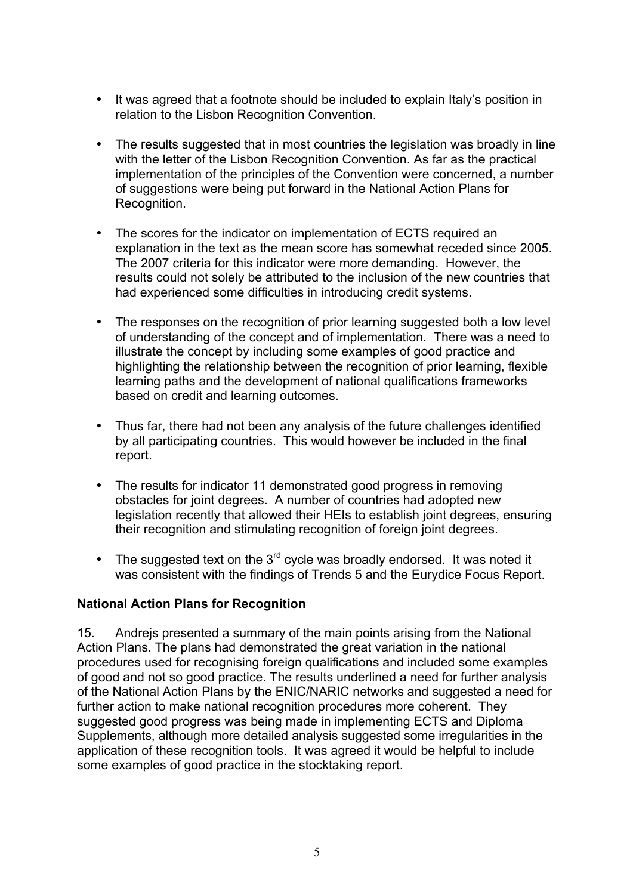- It was agreed that a footnote should be included to explain Italy's position in relation to the Lisbon Recognition Convention.

- The results suggested that in most countries the legislation was broadly in line with the letter of the Lisbon Recognition Convention. As far as the practical implementation of the principles of the Convention were concerned, a number of suggestions were being put forward in the National Action Plans for Recognition.

- The scores for the indicator on implementation of ECTS required an explanation in the text as the mean score has somewhat receded since 2005. The 2007 criteria for this indicator were more demanding. However, the results could not solely be attributed to the inclusion of the new countries that had experienced some difficulties in introducing credit systems.

- The responses on the recognition of prior learning suggested both a low level of understanding of the concept and of implementation. There was a need to illustrate the concept by including some examples of good practice and highlighting the relationship between the recognition of prior learning, flexible learning paths and the development of national qualifications frameworks based on credit and learning outcomes.

- Thus far, there had not been any analysis of the future challenges identified by all participating countries. This would however be included in the final report.

- The results for indicator 11 demonstrated good progress in removing obstacles for joint degrees. A number of countries had adopted new legislation recently that allowed their HEIs to establish joint degrees, ensuring their recognition and stimulating recognition of foreign joint degrees.

- The suggested text on the 3rd cycle was broadly endorsed. It was noted it was consistent with the findings of Trends 5 and the Eurydice Focus Report.

**National Action Plans for Recognition**

15. Andrejs presented a summary of the main points arising from the National Action Plans. The plans had demonstrated the great variation in the national procedures used for recognising foreign qualifications and included some examples of good and not so good practice. The results underlined a need for further analysis of the National Action Plans by the ENIC/NARIC networks and suggested a need for further action to make national recognition procedures more coherent. They suggested good progress was being made in implementing ECTS and Diploma Supplements, although more detailed analysis suggested some irregularities in the application of these recognition tools. It was agreed it would be helpful to include some examples of good practice in the stocktaking report.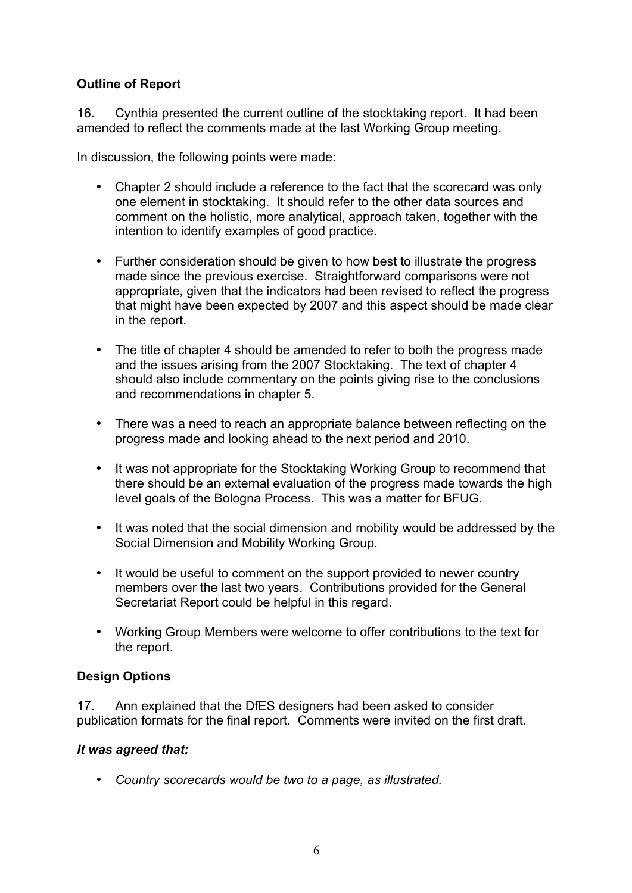**Outline of Report**

16. Cynthia presented the current outline of the stocktaking report. It had been amended to reflect the comments made at the last Working Group meeting.

In discussion, the following points were made:

- Chapter 2 should include a reference to the fact that the scorecard was only one element in stocktaking. It should refer to the other data sources and comment on the holistic, more analytical, approach taken, together with the intention to identify examples of good practice.
- Further consideration should be given to how best to illustrate the progress made since the previous exercise. Straightforward comparisons were not appropriate, given that the indicators had been revised to reflect the progress that might have been expected by 2007 and this aspect should be made clear in the report.
- The title of chapter 4 should be amended to refer to both the progress made and the issues arising from the 2007 Stocktaking. The text of chapter 4 should also include commentary on the points giving rise to the conclusions and recommendations in chapter 5.
- There was a need to reach an appropriate balance between reflecting on the progress made and looking ahead to the next period and 2010.
- It was not appropriate for the Stocktaking Working Group to recommend that there should be an external evaluation of the progress made towards the high level goals of the Bologna Process. This was a matter for BFUG.
- It was noted that the social dimension and mobility would be addressed by the Social Dimension and Mobility Working Group.
- It would be useful to comment on the support provided to newer country members over the last two years. Contributions provided for the General Secretariat Report could be helpful in this regard.
- Working Group Members were welcome to offer contributions to the text for the report.

**Design Options**

17. Ann explained that the DfES designers had been asked to consider publication formats for the final report. Comments were invited on the first draft.

***It was agreed that:***

- *Country scorecards would be two to a page, as illustrated.*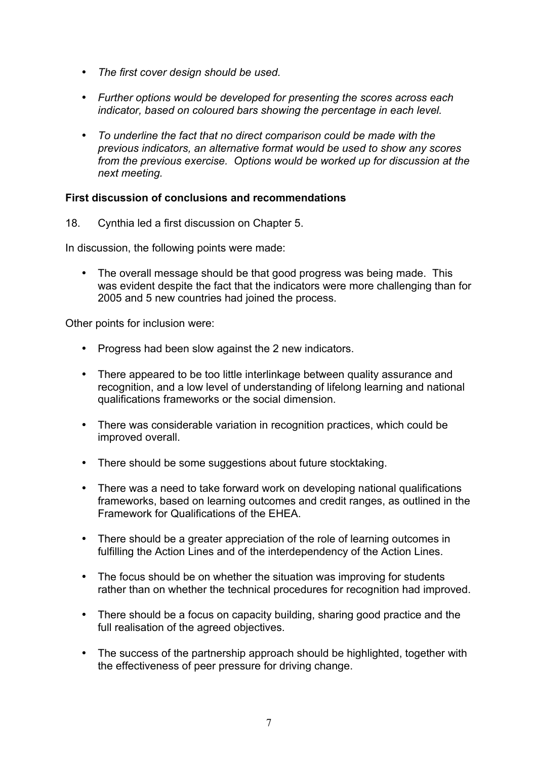- *The first cover design should be used.*

- *Further options would be developed for presenting the scores across each indicator, based on coloured bars showing the percentage in each level.*

- *To underline the fact that no direct comparison could be made with the previous indicators, an alternative format would be used to show any scores from the previous exercise. Options would be worked up for discussion at the next meeting.*

**First discussion of conclusions and recommendations**

18. Cynthia led a first discussion on Chapter 5.

In discussion, the following points were made:

- The overall message should be that good progress was being made. This was evident despite the fact that the indicators were more challenging than for 2005 and 5 new countries had joined the process.

Other points for inclusion were:

- Progress had been slow against the 2 new indicators.

- There appeared to be too little interlinkage between quality assurance and recognition, and a low level of understanding of lifelong learning and national qualifications frameworks or the social dimension.

- There was considerable variation in recognition practices, which could be improved overall.

- There should be some suggestions about future stocktaking.

- There was a need to take forward work on developing national qualifications frameworks, based on learning outcomes and credit ranges, as outlined in the Framework for Qualifications of the EHEA.

- There should be a greater appreciation of the role of learning outcomes in fulfilling the Action Lines and of the interdependency of the Action Lines.

- The focus should be on whether the situation was improving for students rather than on whether the technical procedures for recognition had improved.

- There should be a focus on capacity building, sharing good practice and the full realisation of the agreed objectives.

- The success of the partnership approach should be highlighted, together with the effectiveness of peer pressure for driving change.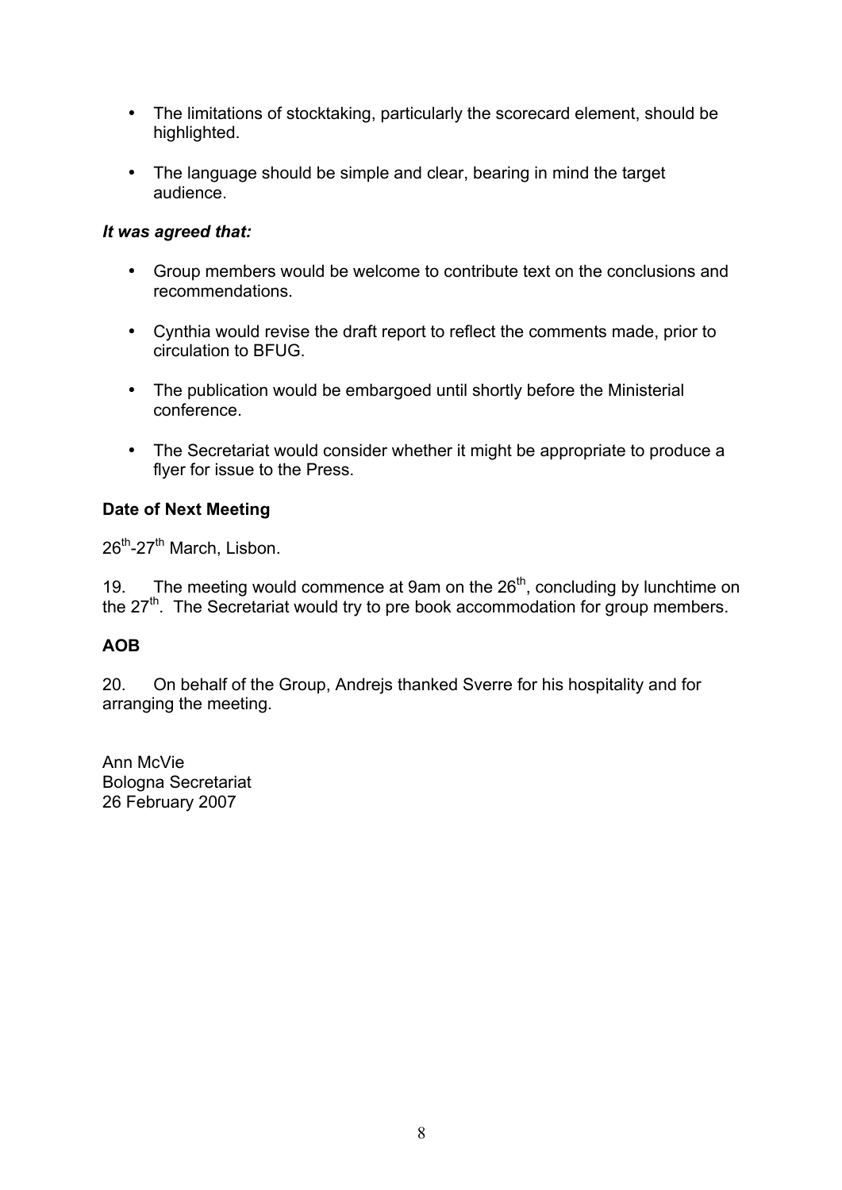- The limitations of stocktaking, particularly the scorecard element, should be highlighted.
- The language should be simple and clear, bearing in mind the target audience.

***It was agreed that:***

- Group members would be welcome to contribute text on the conclusions and recommendations.
- Cynthia would revise the draft report to reflect the comments made, prior to circulation to BFUG.
- The publication would be embargoed until shortly before the Ministerial conference.
- The Secretariat would consider whether it might be appropriate to produce a flyer for issue to the Press.

**Date of Next Meeting**

26th-27th March, Lisbon.

19. The meeting would commence at 9am on the 26th, concluding by lunchtime on the 27th. The Secretariat would try to pre book accommodation for group members.

**AOB**

20. On behalf of the Group, Andrejs thanked Sverre for his hospitality and for arranging the meeting.

Ann McVie
Bologna Secretariat
26 February 2007